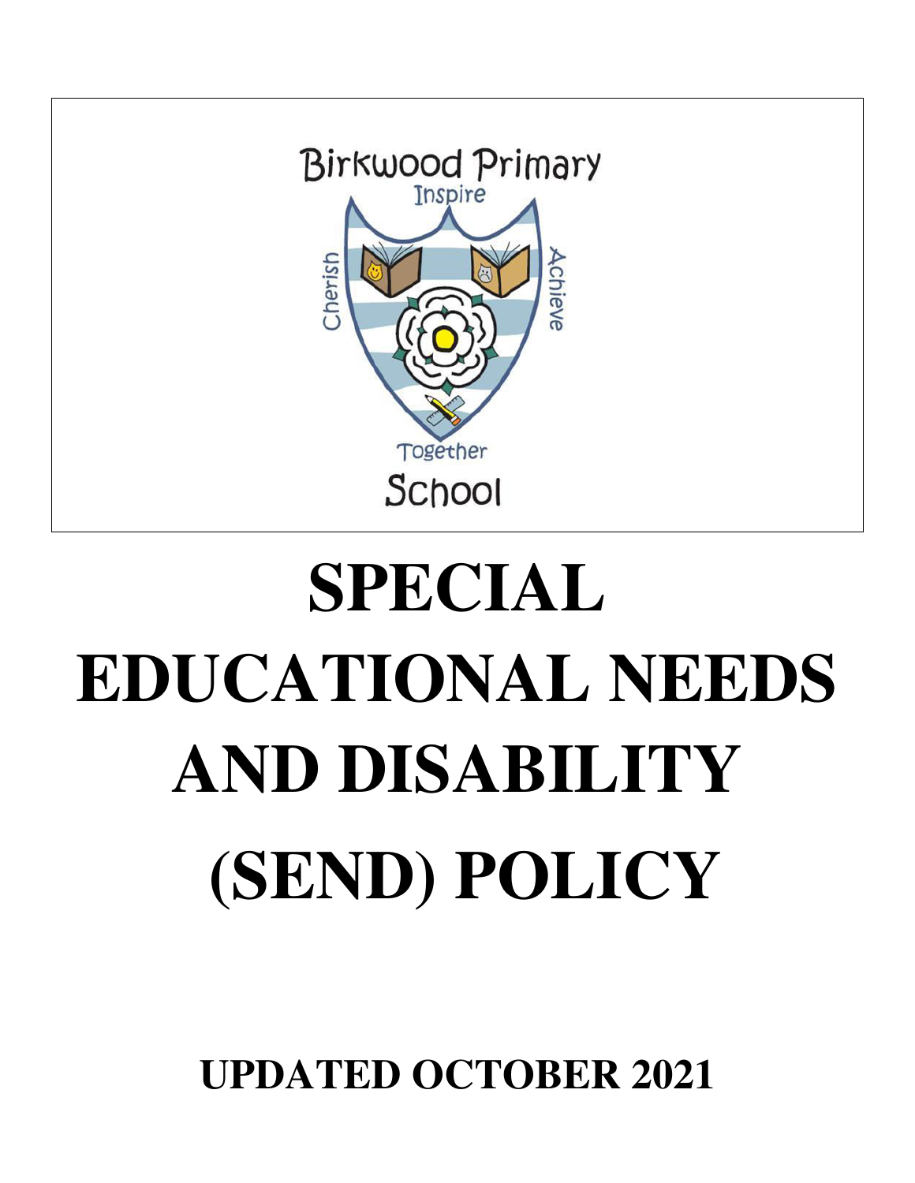Birkwood Primary School

Inspire · Cherish · Achieve · Together

# SPECIAL EDUCATIONAL NEEDS AND DISABILITY (SEND) POLICY

**UPDATED OCTOBER 2021**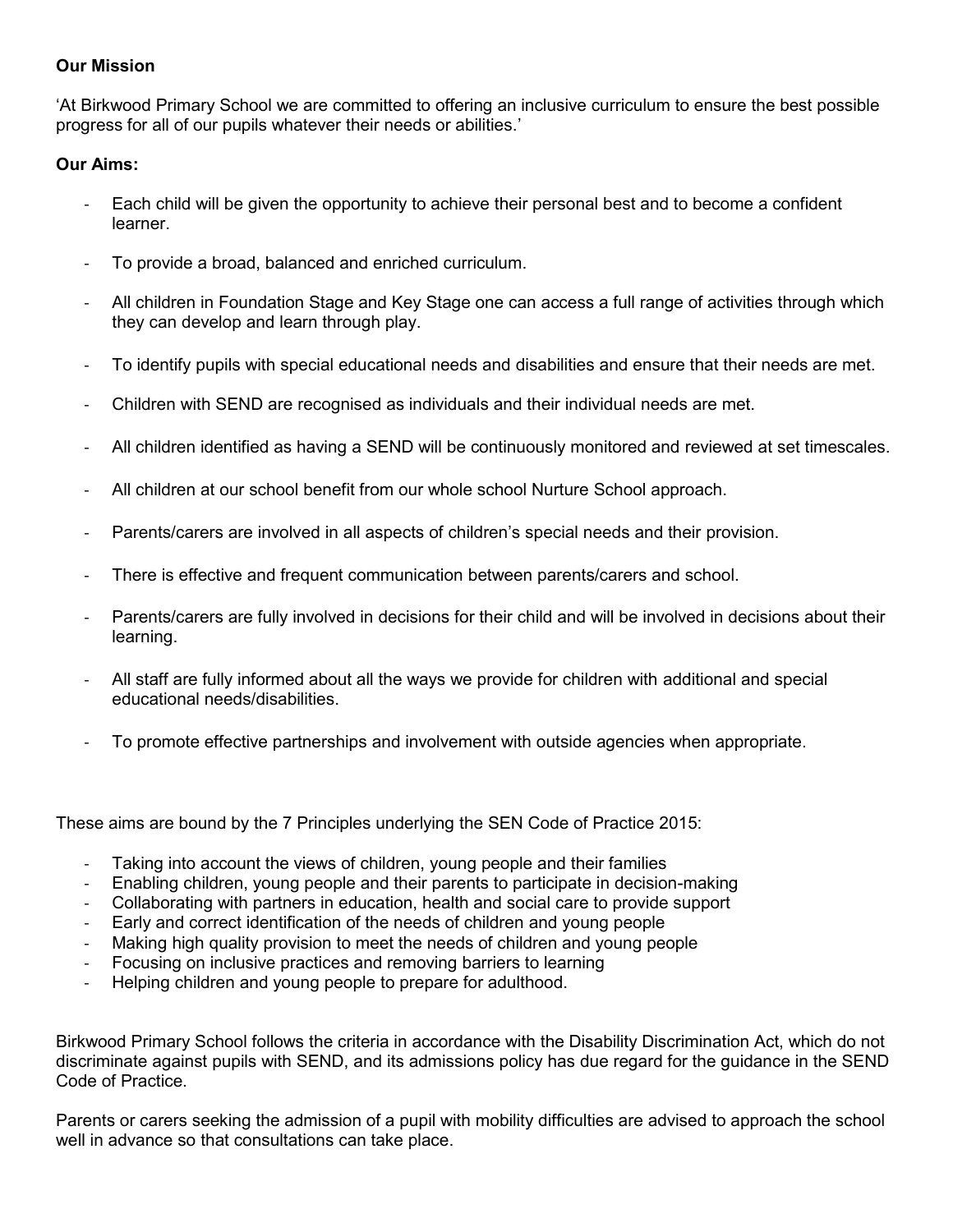**Our Mission**

'At Birkwood Primary School we are committed to offering an inclusive curriculum to ensure the best possible progress for all of our pupils whatever their needs or abilities.'

**Our Aims:**

- Each child will be given the opportunity to achieve their personal best and to become a confident learner.
- To provide a broad, balanced and enriched curriculum.
- All children in Foundation Stage and Key Stage one can access a full range of activities through which they can develop and learn through play.
- To identify pupils with special educational needs and disabilities and ensure that their needs are met.
- Children with SEND are recognised as individuals and their individual needs are met.
- All children identified as having a SEND will be continuously monitored and reviewed at set timescales.
- All children at our school benefit from our whole school Nurture School approach.
- Parents/carers are involved in all aspects of children's special needs and their provision.
- There is effective and frequent communication between parents/carers and school.
- Parents/carers are fully involved in decisions for their child and will be involved in decisions about their learning.
- All staff are fully informed about all the ways we provide for children with additional and special educational needs/disabilities.
- To promote effective partnerships and involvement with outside agencies when appropriate.

These aims are bound by the 7 Principles underlying the SEN Code of Practice 2015:

- Taking into account the views of children, young people and their families
- Enabling children, young people and their parents to participate in decision-making
- Collaborating with partners in education, health and social care to provide support
- Early and correct identification of the needs of children and young people
- Making high quality provision to meet the needs of children and young people
- Focusing on inclusive practices and removing barriers to learning
- Helping children and young people to prepare for adulthood.

Birkwood Primary School follows the criteria in accordance with the Disability Discrimination Act, which do not discriminate against pupils with SEND, and its admissions policy has due regard for the guidance in the SEND Code of Practice.

Parents or carers seeking the admission of a pupil with mobility difficulties are advised to approach the school well in advance so that consultations can take place.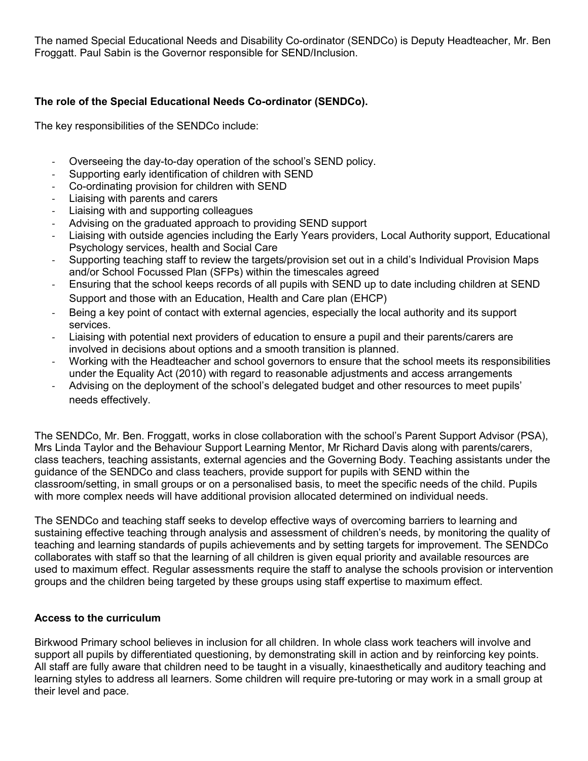The named Special Educational Needs and Disability Co-ordinator (SENDCo) is Deputy Headteacher, Mr. Ben Froggatt. Paul Sabin is the Governor responsible for SEND/Inclusion.

**The role of the Special Educational Needs Co-ordinator (SENDCo).**

The key responsibilities of the SENDCo include:

- Overseeing the day-to-day operation of the school's SEND policy.
- Supporting early identification of children with SEND
- Co-ordinating provision for children with SEND
- Liaising with parents and carers
- Liaising with and supporting colleagues
- Advising on the graduated approach to providing SEND support
- Liaising with outside agencies including the Early Years providers, Local Authority support, Educational Psychology services, health and Social Care
- Supporting teaching staff to review the targets/provision set out in a child's Individual Provision Maps and/or School Focussed Plan (SFPs) within the timescales agreed
- Ensuring that the school keeps records of all pupils with SEND up to date including children at SEND Support and those with an Education, Health and Care plan (EHCP)
- Being a key point of contact with external agencies, especially the local authority and its support services.
- Liaising with potential next providers of education to ensure a pupil and their parents/carers are involved in decisions about options and a smooth transition is planned.
- Working with the Headteacher and school governors to ensure that the school meets its responsibilities under the Equality Act (2010) with regard to reasonable adjustments and access arrangements
- Advising on the deployment of the school's delegated budget and other resources to meet pupils' needs effectively.

The SENDCo, Mr. Ben. Froggatt, works in close collaboration with the school's Parent Support Advisor (PSA), Mrs Linda Taylor and the Behaviour Support Learning Mentor, Mr Richard Davis along with parents/carers, class teachers, teaching assistants, external agencies and the Governing Body. Teaching assistants under the guidance of the SENDCo and class teachers, provide support for pupils with SEND within the classroom/setting, in small groups or on a personalised basis, to meet the specific needs of the child. Pupils with more complex needs will have additional provision allocated determined on individual needs.

The SENDCo and teaching staff seeks to develop effective ways of overcoming barriers to learning and sustaining effective teaching through analysis and assessment of children's needs, by monitoring the quality of teaching and learning standards of pupils achievements and by setting targets for improvement. The SENDCo collaborates with staff so that the learning of all children is given equal priority and available resources are used to maximum effect. Regular assessments require the staff to analyse the schools provision or intervention groups and the children being targeted by these groups using staff expertise to maximum effect.

**Access to the curriculum**

Birkwood Primary school believes in inclusion for all children. In whole class work teachers will involve and support all pupils by differentiated questioning, by demonstrating skill in action and by reinforcing key points. All staff are fully aware that children need to be taught in a visually, kinaesthetically and auditory teaching and learning styles to address all learners. Some children will require pre-tutoring or may work in a small group at their level and pace.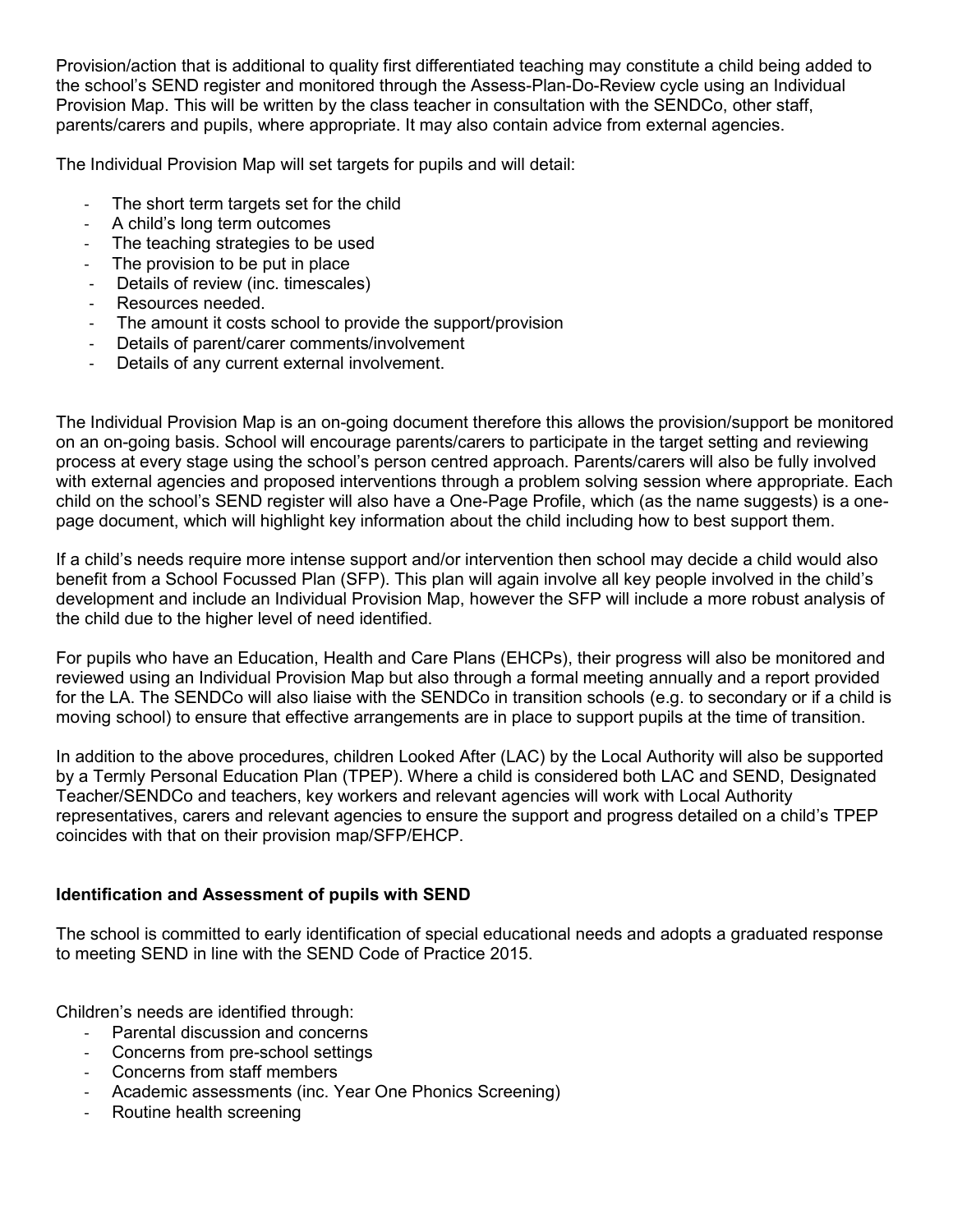Provision/action that is additional to quality first differentiated teaching may constitute a child being added to the school's SEND register and monitored through the Assess-Plan-Do-Review cycle using an Individual Provision Map. This will be written by the class teacher in consultation with the SENDCo, other staff, parents/carers and pupils, where appropriate. It may also contain advice from external agencies.

The Individual Provision Map will set targets for pupils and will detail:

- The short term targets set for the child
- A child's long term outcomes
- The teaching strategies to be used
- The provision to be put in place
- Details of review (inc. timescales)
- Resources needed.
- The amount it costs school to provide the support/provision
- Details of parent/carer comments/involvement
- Details of any current external involvement.

The Individual Provision Map is an on-going document therefore this allows the provision/support be monitored on an on-going basis. School will encourage parents/carers to participate in the target setting and reviewing process at every stage using the school's person centred approach. Parents/carers will also be fully involved with external agencies and proposed interventions through a problem solving session where appropriate. Each child on the school's SEND register will also have a One-Page Profile, which (as the name suggests) is a one-page document, which will highlight key information about the child including how to best support them.

If a child's needs require more intense support and/or intervention then school may decide a child would also benefit from a School Focussed Plan (SFP). This plan will again involve all key people involved in the child's development and include an Individual Provision Map, however the SFP will include a more robust analysis of the child due to the higher level of need identified.

For pupils who have an Education, Health and Care Plans (EHCPs), their progress will also be monitored and reviewed using an Individual Provision Map but also through a formal meeting annually and a report provided for the LA. The SENDCo will also liaise with the SENDCo in transition schools (e.g. to secondary or if a child is moving school) to ensure that effective arrangements are in place to support pupils at the time of transition.

In addition to the above procedures, children Looked After (LAC) by the Local Authority will also be supported by a Termly Personal Education Plan (TPEP). Where a child is considered both LAC and SEND, Designated Teacher/SENDCo and teachers, key workers and relevant agencies will work with Local Authority representatives, carers and relevant agencies to ensure the support and progress detailed on a child's TPEP coincides with that on their provision map/SFP/EHCP.

**Identification and Assessment of pupils with SEND**

The school is committed to early identification of special educational needs and adopts a graduated response to meeting SEND in line with the SEND Code of Practice 2015.

Children's needs are identified through:

- Parental discussion and concerns
- Concerns from pre-school settings
- Concerns from staff members
- Academic assessments (inc. Year One Phonics Screening)
- Routine health screening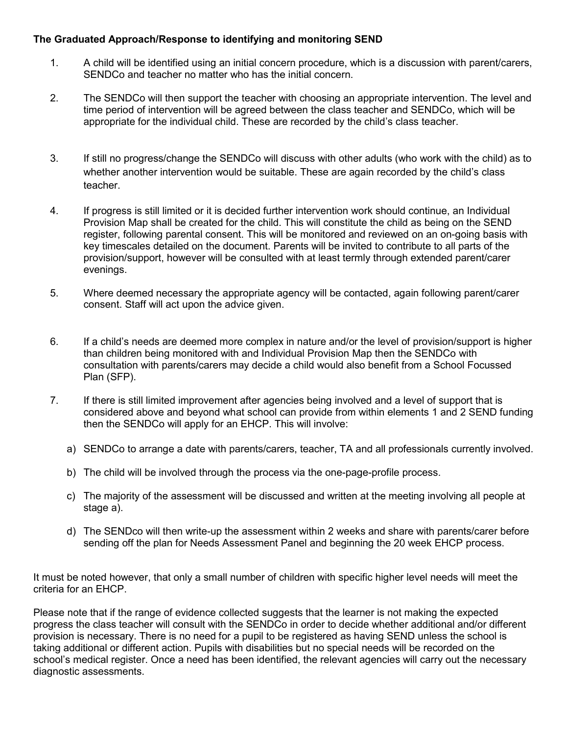**The Graduated Approach/Response to identifying and monitoring SEND**

1. A child will be identified using an initial concern procedure, which is a discussion with parent/carers, SENDCo and teacher no matter who has the initial concern.

2. The SENDCo will then support the teacher with choosing an appropriate intervention. The level and time period of intervention will be agreed between the class teacher and SENDCo, which will be appropriate for the individual child. These are recorded by the child's class teacher.

3. If still no progress/change the SENDCo will discuss with other adults (who work with the child) as to whether another intervention would be suitable. These are again recorded by the child's class teacher.

4. If progress is still limited or it is decided further intervention work should continue, an Individual Provision Map shall be created for the child. This will constitute the child as being on the SEND register, following parental consent. This will be monitored and reviewed on an on-going basis with key timescales detailed on the document. Parents will be invited to contribute to all parts of the provision/support, however will be consulted with at least termly through extended parent/carer evenings.

5. Where deemed necessary the appropriate agency will be contacted, again following parent/carer consent. Staff will act upon the advice given.

6. If a child's needs are deemed more complex in nature and/or the level of provision/support is higher than children being monitored with and Individual Provision Map then the SENDCo with consultation with parents/carers may decide a child would also benefit from a School Focussed Plan (SFP).

7. If there is still limited improvement after agencies being involved and a level of support that is considered above and beyond what school can provide from within elements 1 and 2 SEND funding then the SENDCo will apply for an EHCP. This will involve:

   a) SENDCo to arrange a date with parents/carers, teacher, TA and all professionals currently involved.

   b) The child will be involved through the process via the one-page-profile process.

   c) The majority of the assessment will be discussed and written at the meeting involving all people at stage a).

   d) The SENDco will then write-up the assessment within 2 weeks and share with parents/carer before sending off the plan for Needs Assessment Panel and beginning the 20 week EHCP process.

It must be noted however, that only a small number of children with specific higher level needs will meet the criteria for an EHCP.

Please note that if the range of evidence collected suggests that the learner is not making the expected progress the class teacher will consult with the SENDCo in order to decide whether additional and/or different provision is necessary. There is no need for a pupil to be registered as having SEND unless the school is taking additional or different action. Pupils with disabilities but no special needs will be recorded on the school's medical register. Once a need has been identified, the relevant agencies will carry out the necessary diagnostic assessments.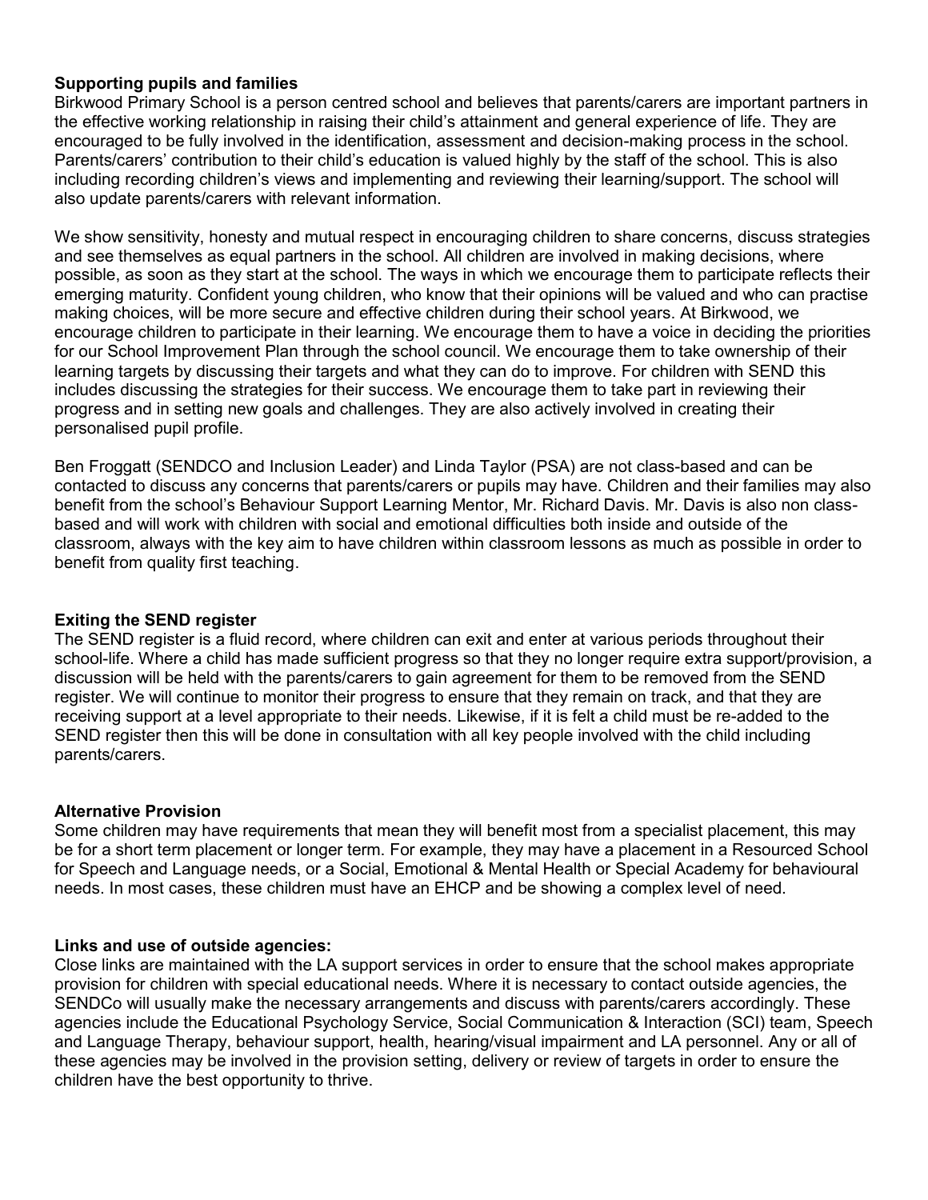**Supporting pupils and families**

Birkwood Primary School is a person centred school and believes that parents/carers are important partners in the effective working relationship in raising their child's attainment and general experience of life. They are encouraged to be fully involved in the identification, assessment and decision-making process in the school. Parents/carers' contribution to their child's education is valued highly by the staff of the school. This is also including recording children's views and implementing and reviewing their learning/support. The school will also update parents/carers with relevant information.

We show sensitivity, honesty and mutual respect in encouraging children to share concerns, discuss strategies and see themselves as equal partners in the school. All children are involved in making decisions, where possible, as soon as they start at the school. The ways in which we encourage them to participate reflects their emerging maturity. Confident young children, who know that their opinions will be valued and who can practise making choices, will be more secure and effective children during their school years. At Birkwood, we encourage children to participate in their learning. We encourage them to have a voice in deciding the priorities for our School Improvement Plan through the school council. We encourage them to take ownership of their learning targets by discussing their targets and what they can do to improve. For children with SEND this includes discussing the strategies for their success. We encourage them to take part in reviewing their progress and in setting new goals and challenges. They are also actively involved in creating their personalised pupil profile.

Ben Froggatt (SENDCO and Inclusion Leader) and Linda Taylor (PSA) are not class-based and can be contacted to discuss any concerns that parents/carers or pupils may have. Children and their families may also benefit from the school's Behaviour Support Learning Mentor, Mr. Richard Davis. Mr. Davis is also non class-based and will work with children with social and emotional difficulties both inside and outside of the classroom, always with the key aim to have children within classroom lessons as much as possible in order to benefit from quality first teaching.

**Exiting the SEND register**

The SEND register is a fluid record, where children can exit and enter at various periods throughout their school-life. Where a child has made sufficient progress so that they no longer require extra support/provision, a discussion will be held with the parents/carers to gain agreement for them to be removed from the SEND register. We will continue to monitor their progress to ensure that they remain on track, and that they are receiving support at a level appropriate to their needs. Likewise, if it is felt a child must be re-added to the SEND register then this will be done in consultation with all key people involved with the child including parents/carers.

**Alternative Provision**

Some children may have requirements that mean they will benefit most from a specialist placement, this may be for a short term placement or longer term. For example, they may have a placement in a Resourced School for Speech and Language needs, or a Social, Emotional & Mental Health or Special Academy for behavioural needs. In most cases, these children must have an EHCP and be showing a complex level of need.

**Links and use of outside agencies:**

Close links are maintained with the LA support services in order to ensure that the school makes appropriate provision for children with special educational needs. Where it is necessary to contact outside agencies, the SENDCo will usually make the necessary arrangements and discuss with parents/carers accordingly. These agencies include the Educational Psychology Service, Social Communication & Interaction (SCI) team, Speech and Language Therapy, behaviour support, health, hearing/visual impairment and LA personnel. Any or all of these agencies may be involved in the provision setting, delivery or review of targets in order to ensure the children have the best opportunity to thrive.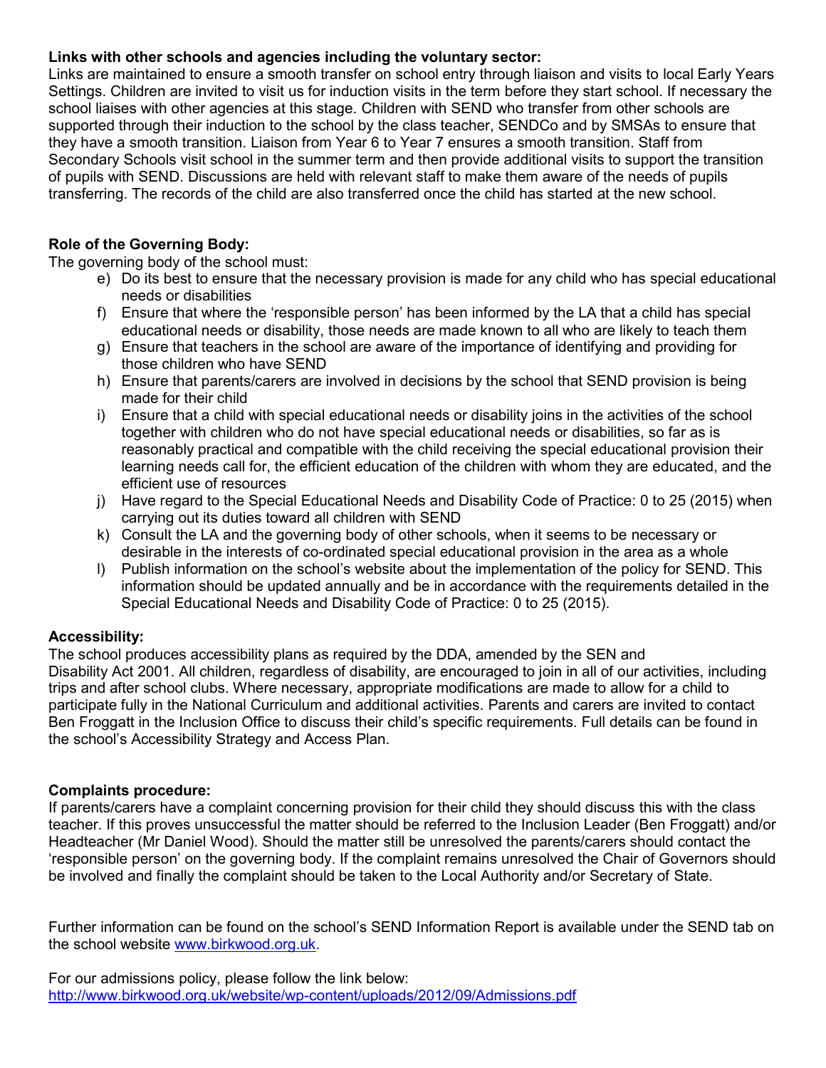**Links with other schools and agencies including the voluntary sector:**
Links are maintained to ensure a smooth transfer on school entry through liaison and visits to local Early Years Settings. Children are invited to visit us for induction visits in the term before they start school. If necessary the school liaises with other agencies at this stage. Children with SEND who transfer from other schools are supported through their induction to the school by the class teacher, SENDCo and by SMSAs to ensure that they have a smooth transition. Liaison from Year 6 to Year 7 ensures a smooth transition. Staff from Secondary Schools visit school in the summer term and then provide additional visits to support the transition of pupils with SEND. Discussions are held with relevant staff to make them aware of the needs of pupils transferring. The records of the child are also transferred once the child has started at the new school.

**Role of the Governing Body:**
The governing body of the school must:

e) Do its best to ensure that the necessary provision is made for any child who has special educational needs or disabilities
f) Ensure that where the 'responsible person' has been informed by the LA that a child has special educational needs or disability, those needs are made known to all who are likely to teach them
g) Ensure that teachers in the school are aware of the importance of identifying and providing for those children who have SEND
h) Ensure that parents/carers are involved in decisions by the school that SEND provision is being made for their child
i) Ensure that a child with special educational needs or disability joins in the activities of the school together with children who do not have special educational needs or disabilities, so far as is reasonably practical and compatible with the child receiving the special educational provision their learning needs call for, the efficient education of the children with whom they are educated, and the efficient use of resources
j) Have regard to the Special Educational Needs and Disability Code of Practice: 0 to 25 (2015) when carrying out its duties toward all children with SEND
k) Consult the LA and the governing body of other schools, when it seems to be necessary or desirable in the interests of co-ordinated special educational provision in the area as a whole
l) Publish information on the school's website about the implementation of the policy for SEND. This information should be updated annually and be in accordance with the requirements detailed in the Special Educational Needs and Disability Code of Practice: 0 to 25 (2015).

**Accessibility:**
The school produces accessibility plans as required by the DDA, amended by the SEN and Disability Act 2001. All children, regardless of disability, are encouraged to join in all of our activities, including trips and after school clubs. Where necessary, appropriate modifications are made to allow for a child to participate fully in the National Curriculum and additional activities. Parents and carers are invited to contact Ben Froggatt in the Inclusion Office to discuss their child's specific requirements. Full details can be found in the school's Accessibility Strategy and Access Plan.

**Complaints procedure:**
If parents/carers have a complaint concerning provision for their child they should discuss this with the class teacher. If this proves unsuccessful the matter should be referred to the Inclusion Leader (Ben Froggatt) and/or Headteacher (Mr Daniel Wood). Should the matter still be unresolved the parents/carers should contact the 'responsible person' on the governing body. If the complaint remains unresolved the Chair of Governors should be involved and finally the complaint should be taken to the Local Authority and/or Secretary of State.

Further information can be found on the school's SEND Information Report is available under the SEND tab on the school website [www.birkwood.org.uk](http://www.birkwood.org.uk).

For our admissions policy, please follow the link below:
[http://www.birkwood.org.uk/website/wp-content/uploads/2012/09/Admissions.pdf](http://www.birkwood.org.uk/website/wp-content/uploads/2012/09/Admissions.pdf)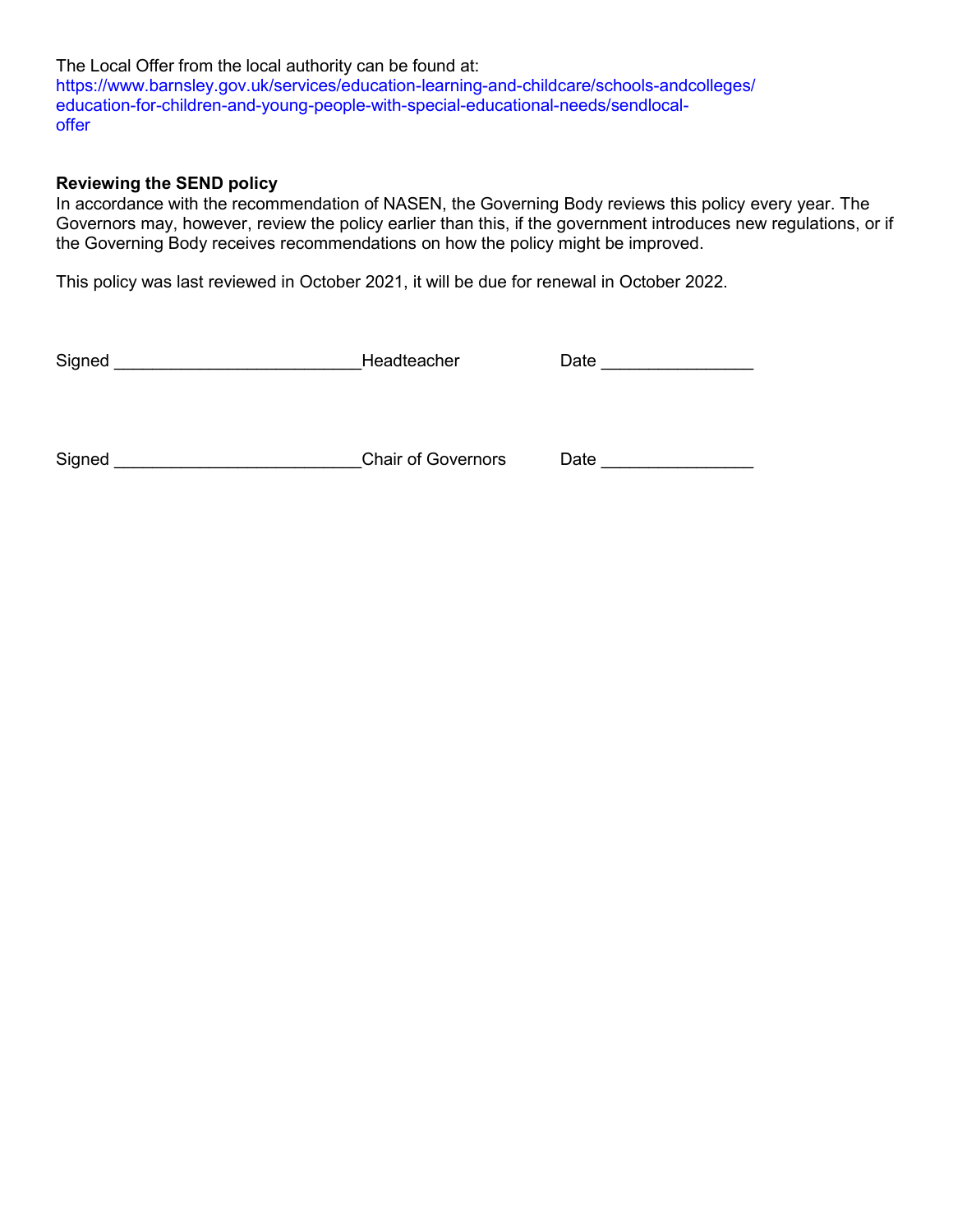The Local Offer from the local authority can be found at:
https://www.barnsley.gov.uk/services/education-learning-and-childcare/schools-andcolleges/education-for-children-and-young-people-with-special-educational-needs/sendlocal-offer

**Reviewing the SEND policy**

In accordance with the recommendation of NASEN, the Governing Body reviews this policy every year. The Governors may, however, review the policy earlier than this, if the government introduces new regulations, or if the Governing Body receives recommendations on how the policy might be improved.

This policy was last reviewed in October 2021, it will be due for renewal in October 2022.

Signed _________________________Headteacher Date _______________

Signed _________________________Chair of Governors Date _______________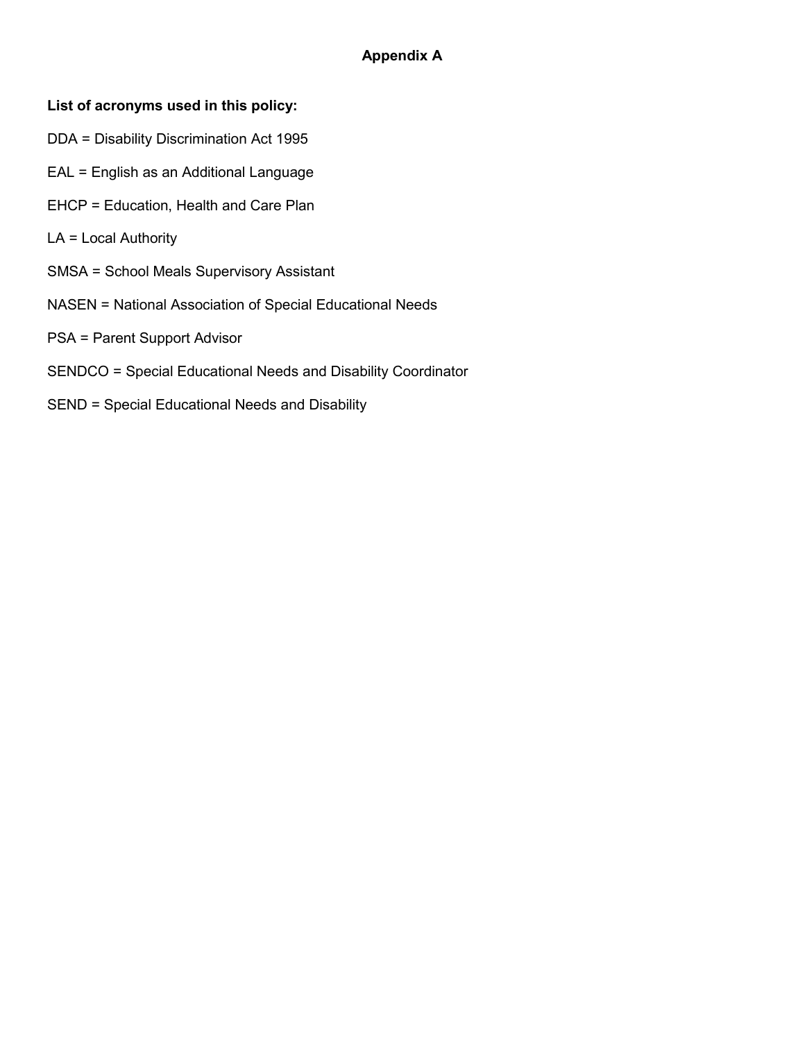## Appendix A

**List of acronyms used in this policy:**

DDA = Disability Discrimination Act 1995

EAL = English as an Additional Language

EHCP = Education, Health and Care Plan

LA = Local Authority

SMSA = School Meals Supervisory Assistant

NASEN = National Association of Special Educational Needs

PSA = Parent Support Advisor

SENDCO = Special Educational Needs and Disability Coordinator

SEND = Special Educational Needs and Disability